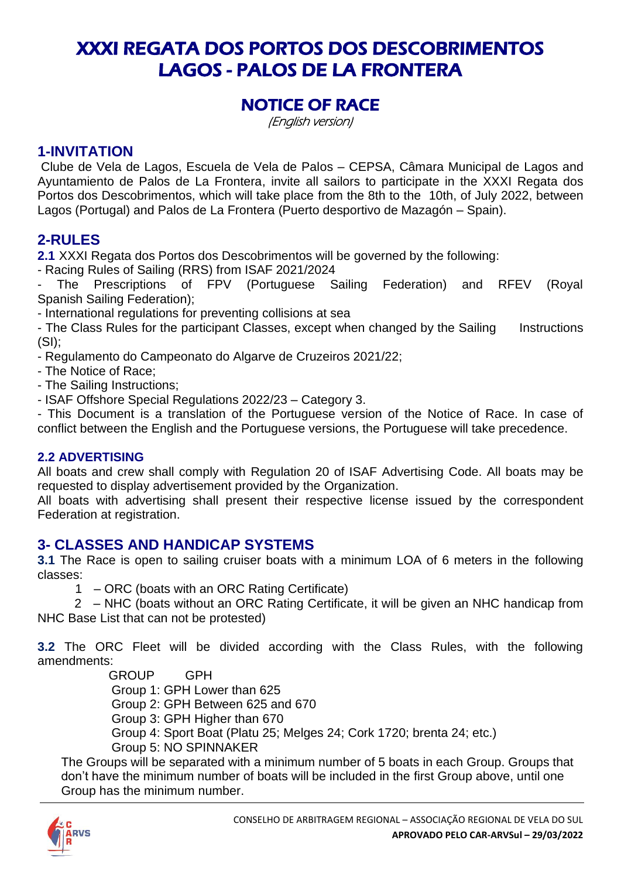# XXXI REGATA DOS PORTOS DOS DESCOBRIMENTOS LAGOS - PALOS DE LA FRONTERA

## NOTICE OF RACE

*(English version)*

## 1-INVITATION

Clube de Vela de Lagos, Escuela de Vela de Palos – CEPSA, Câmara Municipal de Lagos and Ayuntamiento de Palos de La Frontera, invite all sailors to participate in the XXXI Regata dos Portos dos Descobrimentos, which will take place from the 8th to the 10th, of July 2022, between Lagos (Portugal) and Palos de La Frontera (Puerto desportivo de Mazagón – Spain).

## 2-RULES

**2.1** XXXI Regata dos Portos dos Descobrimentos will be governed by the following:

- Racing Rules of Sailing (RRS) from ISAF 2021/2024
- The Prescriptions of FPV (Portuguese Sailing Federation) and RFEV (Royal Spanish Sailing Federation);
- International regulations for preventing collisions at sea
- The Class Rules for the participant Classes, except when changed by the Sailing Instructions (SI);
- Regulamento do Campeonato do Algarve de Cruzeiros 2021/22;
- The Notice of Race;
- The Sailing Instructions;
- ISAF Offshore Special Regulations 2022/23 – Category 3.
- This Document is a translation of the Portuguese version of the Notice of Race. In case of conflict between the English and the Portuguese versions, the Portuguese will take precedence.

### 2.2 ADVERTISING

All boats and crew shall comply with Regulation 20 of ISAF Advertising Code. All boats may be requested to display advertisement provided by the Organization.

All boats with advertising shall present their respective license issued by the correspondent Federation at registration.

## 3- CLASSES AND HANDICAP SYSTEMS

**3.1** The Race is open to sailing cruiser boats with a minimum LOA of 6 meters in the following classes:

1 – ORC (boats with an ORC Rating Certificate)

2 – NHC (boats without an ORC Rating Certificate, it will be given an NHC handicap from NHC Base List that can not be protested)

**3.2** The ORC Fleet will be divided according with the Class Rules, with the following amendments:

GROUP GPH

Group 1: GPH Lower than 625

Group 2: GPH Between 625 and 670

Group 3: GPH Higher than 670

Group 4: Sport Boat (Platu 25; Melges 24; Cork 1720; brenta 24; etc.)

Group 5: NO SPINNAKER

The Groups will be separated with a minimum number of 5 boats in each Group. Groups that don't have the minimum number of boats will be included in the first Group above, until one Group has the minimum number.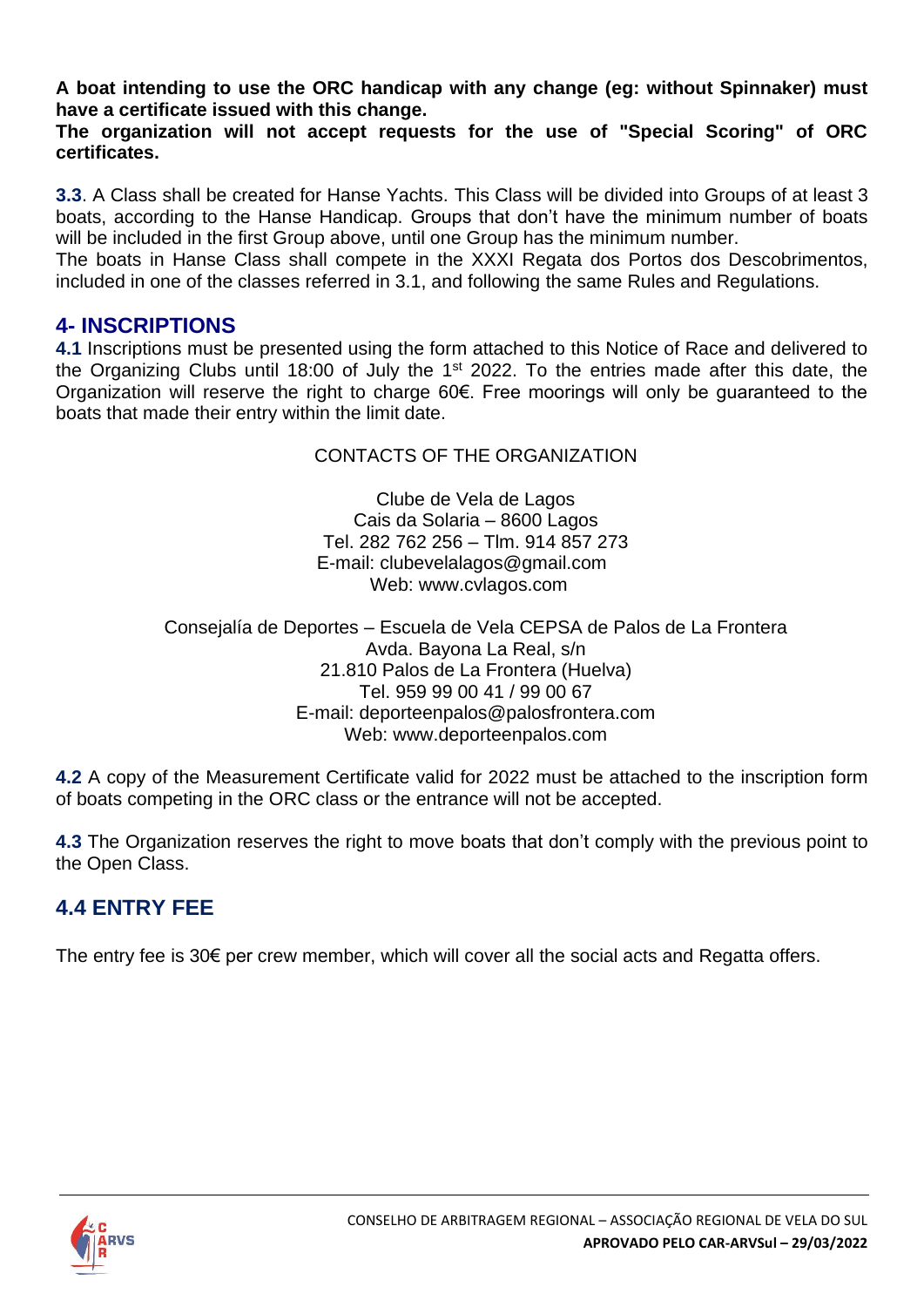**A boat intending to use the ORC handicap with any change (eg: without Spinnaker) must have a certificate issued with this change.**

**The organization will not accept requests for the use of "Special Scoring" of ORC certificates.**

**3.3**. A Class shall be created for Hanse Yachts. This Class will be divided into Groups of at least 3 boats, according to the Hanse Handicap. Groups that don't have the minimum number of boats will be included in the first Group above, until one Group has the minimum number.

The boats in Hanse Class shall compete in the XXXI Regata dos Portos dos Descobrimentos, included in one of the classes referred in 3.1, and following the same Rules and Regulations.

## 4- INSCRIPTIONS

**4.1** Inscriptions must be presented using the form attached to this Notice of Race and delivered to the Organizing Clubs until 18:00 of July the 1st 2022. To the entries made after this date, the Organization will reserve the right to charge 60€. Free moorings will only be guaranteed to the boats that made their entry within the limit date.

CONTACTS OF THE ORGANIZATION

Clube de Vela de Lagos
Cais da Solaria – 8600 Lagos
Tel. 282 762 256 – Tlm. 914 857 273
E-mail: clubevelalagos@gmail.com
Web: www.cvlagos.com

Consejalía de Deportes – Escuela de Vela CEPSA de Palos de La Frontera
Avda. Bayona La Real, s/n
21.810 Palos de La Frontera (Huelva)
Tel. 959 99 00 41 / 99 00 67
E-mail: deporteenpalos@palosfrontera.com
Web: www.deporteenpalos.com

**4.2** A copy of the Measurement Certificate valid for 2022 must be attached to the inscription form of boats competing in the ORC class or the entrance will not be accepted.

**4.3** The Organization reserves the right to move boats that don't comply with the previous point to the Open Class.

## 4.4 ENTRY FEE

The entry fee is 30€ per crew member, which will cover all the social acts and Regatta offers.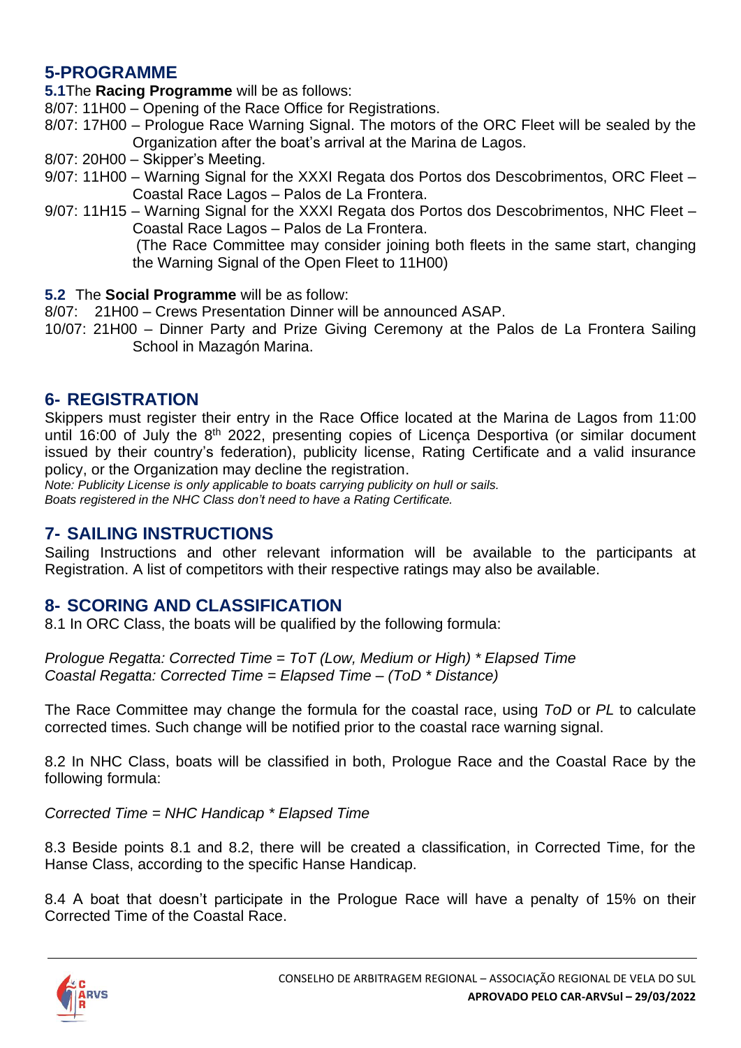## 5-PROGRAMME

**5.1** The **Racing Programme** will be as follows:

8/07: 11H00 – Opening of the Race Office for Registrations.

8/07: 17H00 – Prologue Race Warning Signal. The motors of the ORC Fleet will be sealed by the Organization after the boat's arrival at the Marina de Lagos.

8/07: 20H00 – Skipper's Meeting.

9/07: 11H00 – Warning Signal for the XXXI Regata dos Portos dos Descobrimentos, ORC Fleet – Coastal Race Lagos – Palos de La Frontera.

9/07: 11H15 – Warning Signal for the XXXI Regata dos Portos dos Descobrimentos, NHC Fleet – Coastal Race Lagos – Palos de La Frontera.
(The Race Committee may consider joining both fleets in the same start, changing the Warning Signal of the Open Fleet to 11H00)

**5.2** The **Social Programme** will be as follow:

8/07: 21H00 – Crews Presentation Dinner will be announced ASAP.

10/07: 21H00 – Dinner Party and Prize Giving Ceremony at the Palos de La Frontera Sailing School in Mazagón Marina.

## 6- REGISTRATION

Skippers must register their entry in the Race Office located at the Marina de Lagos from 11:00 until 16:00 of July the 8th 2022, presenting copies of Licença Desportiva (or similar document issued by their country's federation), publicity license, Rating Certificate and a valid insurance policy, or the Organization may decline the registration.

*Note: Publicity License is only applicable to boats carrying publicity on hull or sails.*
*Boats registered in the NHC Class don't need to have a Rating Certificate.*

## 7- SAILING INSTRUCTIONS

Sailing Instructions and other relevant information will be available to the participants at Registration. A list of competitors with their respective ratings may also be available.

## 8- SCORING AND CLASSIFICATION

8.1 In ORC Class, the boats will be qualified by the following formula:

*Prologue Regatta: Corrected Time = ToT (Low, Medium or High) * Elapsed Time*
*Coastal Regatta: Corrected Time = Elapsed Time – (ToD * Distance)*

The Race Committee may change the formula for the coastal race, using *ToD* or *PL* to calculate corrected times. Such change will be notified prior to the coastal race warning signal.

8.2 In NHC Class, boats will be classified in both, Prologue Race and the Coastal Race by the following formula:

*Corrected Time = NHC Handicap * Elapsed Time*

8.3 Beside points 8.1 and 8.2, there will be created a classification, in Corrected Time, for the Hanse Class, according to the specific Hanse Handicap.

8.4 A boat that doesn't participate in the Prologue Race will have a penalty of 15% on their Corrected Time of the Coastal Race.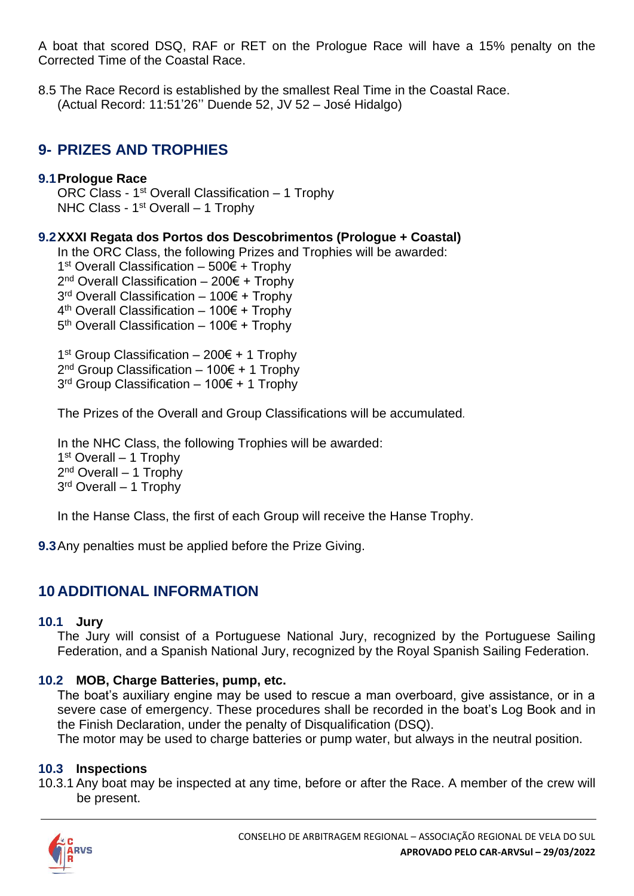A boat that scored DSQ, RAF or RET on the Prologue Race will have a 15% penalty on the Corrected Time of the Coastal Race.

8.5 The Race Record is established by the smallest Real Time in the Coastal Race.
(Actual Record: 11:51'26'' Duende 52, JV 52 – José Hidalgo)

## 9- PRIZES AND TROPHIES

### 9.1 Prologue Race

ORC Class - 1st Overall Classification – 1 Trophy
NHC Class - 1st Overall – 1 Trophy

### 9.2 XXXI Regata dos Portos dos Descobrimentos (Prologue + Coastal)

In the ORC Class, the following Prizes and Trophies will be awarded:
1st Overall Classification – 500€ + Trophy
2nd Overall Classification – 200€ + Trophy
3rd Overall Classification – 100€ + Trophy
4th Overall Classification – 100€ + Trophy
5th Overall Classification – 100€ + Trophy

1st Group Classification – 200€ + 1 Trophy
2nd Group Classification – 100€ + 1 Trophy
3rd Group Classification – 100€ + 1 Trophy

The Prizes of the Overall and Group Classifications will be accumulated.

In the NHC Class, the following Trophies will be awarded:
1st Overall – 1 Trophy
2nd Overall – 1 Trophy
3rd Overall – 1 Trophy

In the Hanse Class, the first of each Group will receive the Hanse Trophy.

**9.3** Any penalties must be applied before the Prize Giving.

## 10 ADDITIONAL INFORMATION

### 10.1 Jury

The Jury will consist of a Portuguese National Jury, recognized by the Portuguese Sailing Federation, and a Spanish National Jury, recognized by the Royal Spanish Sailing Federation.

### 10.2 MOB, Charge Batteries, pump, etc.

The boat's auxiliary engine may be used to rescue a man overboard, give assistance, or in a severe case of emergency. These procedures shall be recorded in the boat's Log Book and in the Finish Declaration, under the penalty of Disqualification (DSQ).
The motor may be used to charge batteries or pump water, but always in the neutral position.

### 10.3 Inspections

10.3.1 Any boat may be inspected at any time, before or after the Race. A member of the crew will be present.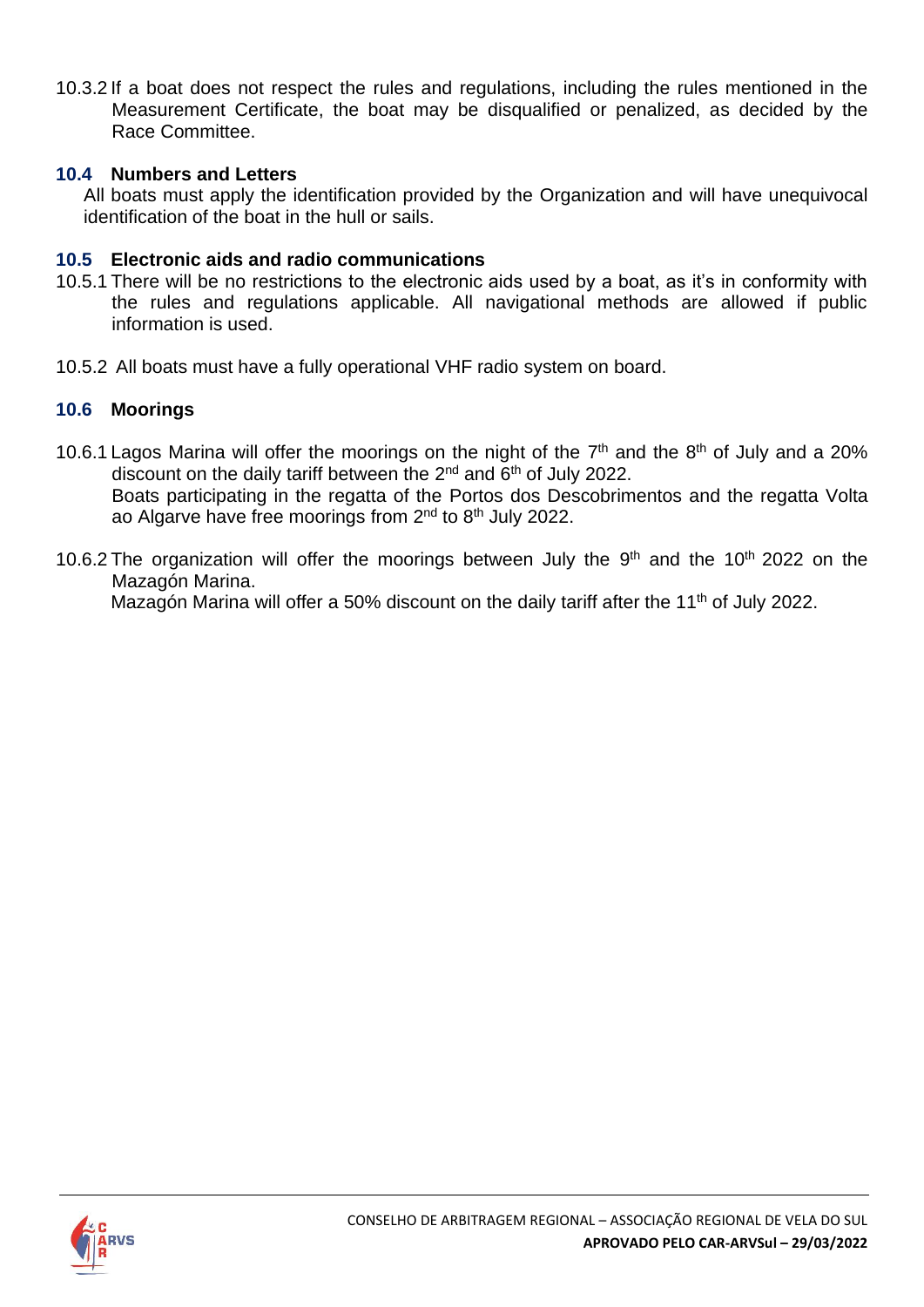10.3.2 If a boat does not respect the rules and regulations, including the rules mentioned in the Measurement Certificate, the boat may be disqualified or penalized, as decided by the Race Committee.

### 10.4 Numbers and Letters

All boats must apply the identification provided by the Organization and will have unequivocal identification of the boat in the hull or sails.

### 10.5 Electronic aids and radio communications

10.5.1 There will be no restrictions to the electronic aids used by a boat, as it's in conformity with the rules and regulations applicable. All navigational methods are allowed if public information is used.

10.5.2 All boats must have a fully operational VHF radio system on board.

### 10.6 Moorings

10.6.1 Lagos Marina will offer the moorings on the night of the 7th and the 8th of July and a 20% discount on the daily tariff between the 2nd and 6th of July 2022.
Boats participating in the regatta of the Portos dos Descobrimentos and the regatta Volta ao Algarve have free moorings from 2nd to 8th July 2022.

10.6.2 The organization will offer the moorings between July the 9th and the 10th 2022 on the Mazagón Marina.
Mazagón Marina will offer a 50% discount on the daily tariff after the 11th of July 2022.